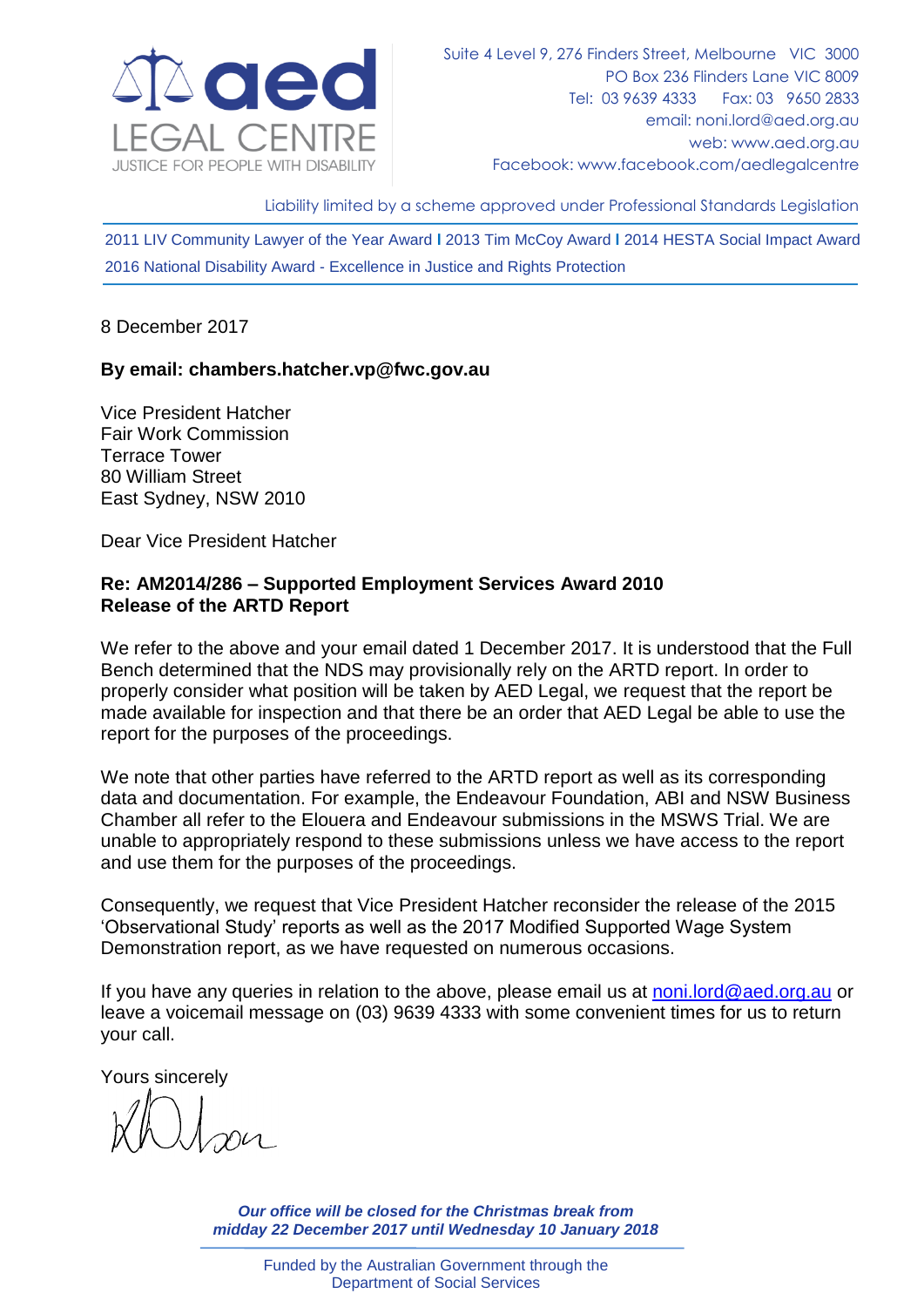aed LEGAL CENTRE
JUSTICE FOR PEOPLE WITH DISABILITY

Suite 4 Level 9, 276 Finders Street, Melbourne VIC 3000
PO Box 236 Flinders Lane VIC 8009
Tel: 03 9639 4333 Fax: 03 9650 2833
email: noni.lord@aed.org.au
web: www.aed.org.au
Facebook: www.facebook.com/aedlegalcentre

Liability limited by a scheme approved under Professional Standards Legislation

2011 LIV Community Lawyer of the Year Award I 2013 Tim McCoy Award I 2014 HESTA Social Impact Award
2016 National Disability Award - Excellence in Justice and Rights Protection

8 December 2017

**By email: chambers.hatcher.vp@fwc.gov.au**

Vice President Hatcher
Fair Work Commission
Terrace Tower
80 William Street
East Sydney, NSW 2010

Dear Vice President Hatcher

**Re: AM2014/286 – Supported Employment Services Award 2010**
**Release of the ARTD Report**

We refer to the above and your email dated 1 December 2017. It is understood that the Full Bench determined that the NDS may provisionally rely on the ARTD report. In order to properly consider what position will be taken by AED Legal, we request that the report be made available for inspection and that there be an order that AED Legal be able to use the report for the purposes of the proceedings.

We note that other parties have referred to the ARTD report as well as its corresponding data and documentation. For example, the Endeavour Foundation, ABI and NSW Business Chamber all refer to the Elouera and Endeavour submissions in the MSWS Trial. We are unable to appropriately respond to these submissions unless we have access to the report and use them for the purposes of the proceedings.

Consequently, we request that Vice President Hatcher reconsider the release of the 2015 'Observational Study' reports as well as the 2017 Modified Supported Wage System Demonstration report, as we have requested on numerous occasions.

If you have any queries in relation to the above, please email us at noni.lord@aed.org.au or leave a voicemail message on (03) 9639 4333 with some convenient times for us to return your call.

Yours sincerely

*Our office will be closed for the Christmas break from midday 22 December 2017 until Wednesday 10 January 2018*

Funded by the Australian Government through the Department of Social Services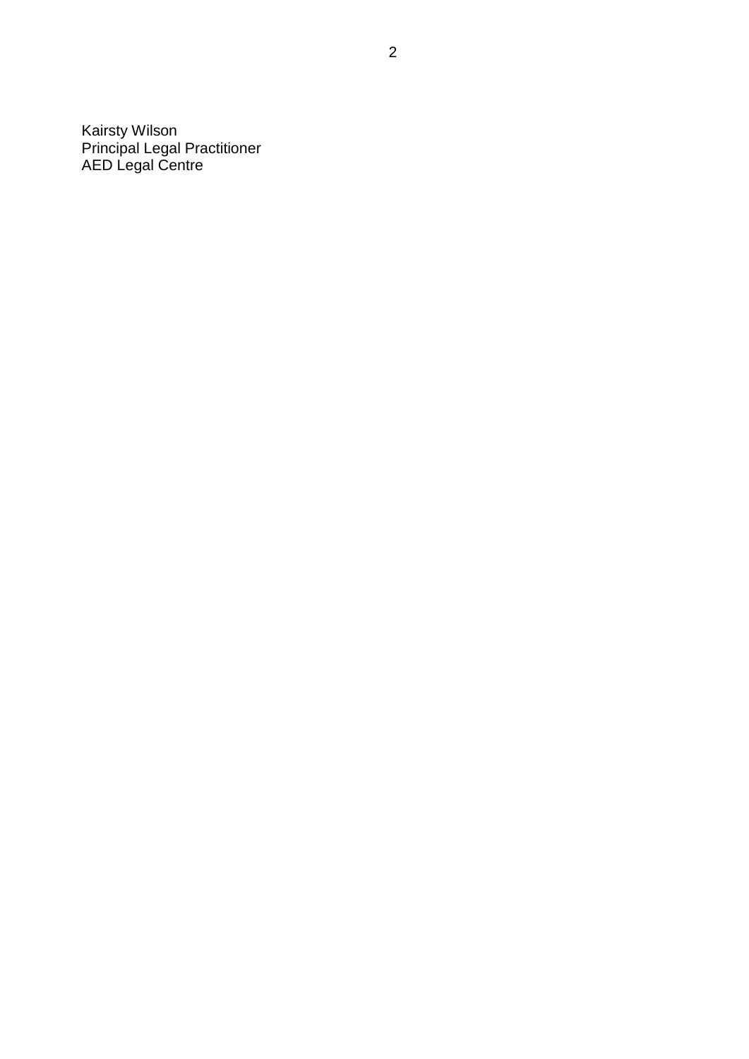Kairsty Wilson  
Principal Legal Practitioner  
AED Legal Centre